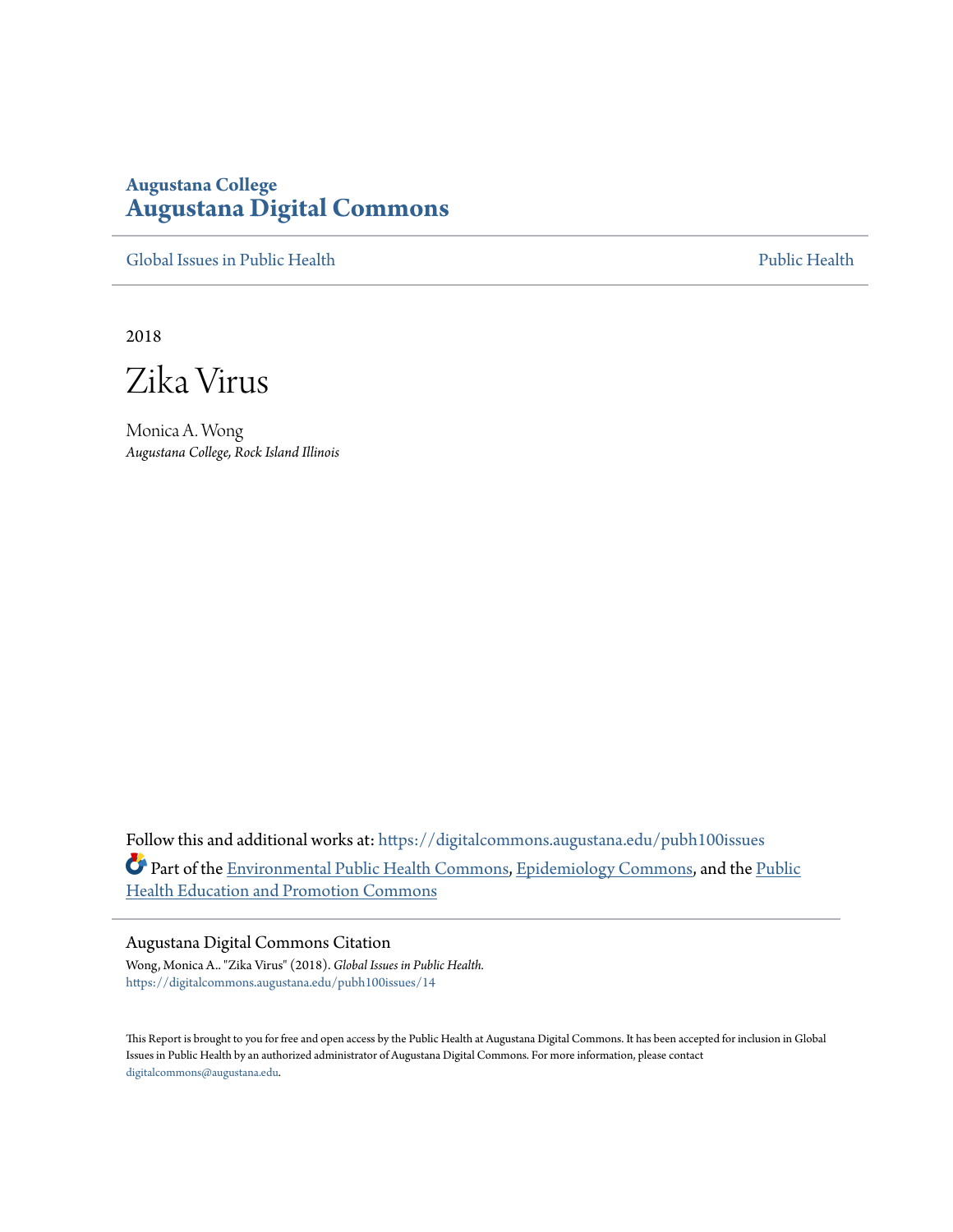**Augustana College**
# Augustana Digital Commons

Global Issues in Public Health | Public Health

2018

# Zika Virus

Monica A. Wong
*Augustana College, Rock Island Illinois*

Follow this and additional works at: https://digitalcommons.augustana.edu/pubh100issues

Part of the Environmental Public Health Commons, Epidemiology Commons, and the Public Health Education and Promotion Commons

## Augustana Digital Commons Citation

Wong, Monica A.. "Zika Virus" (2018). *Global Issues in Public Health.*
https://digitalcommons.augustana.edu/pubh100issues/14

This Report is brought to you for free and open access by the Public Health at Augustana Digital Commons. It has been accepted for inclusion in Global Issues in Public Health by an authorized administrator of Augustana Digital Commons. For more information, please contact digitalcommons@augustana.edu.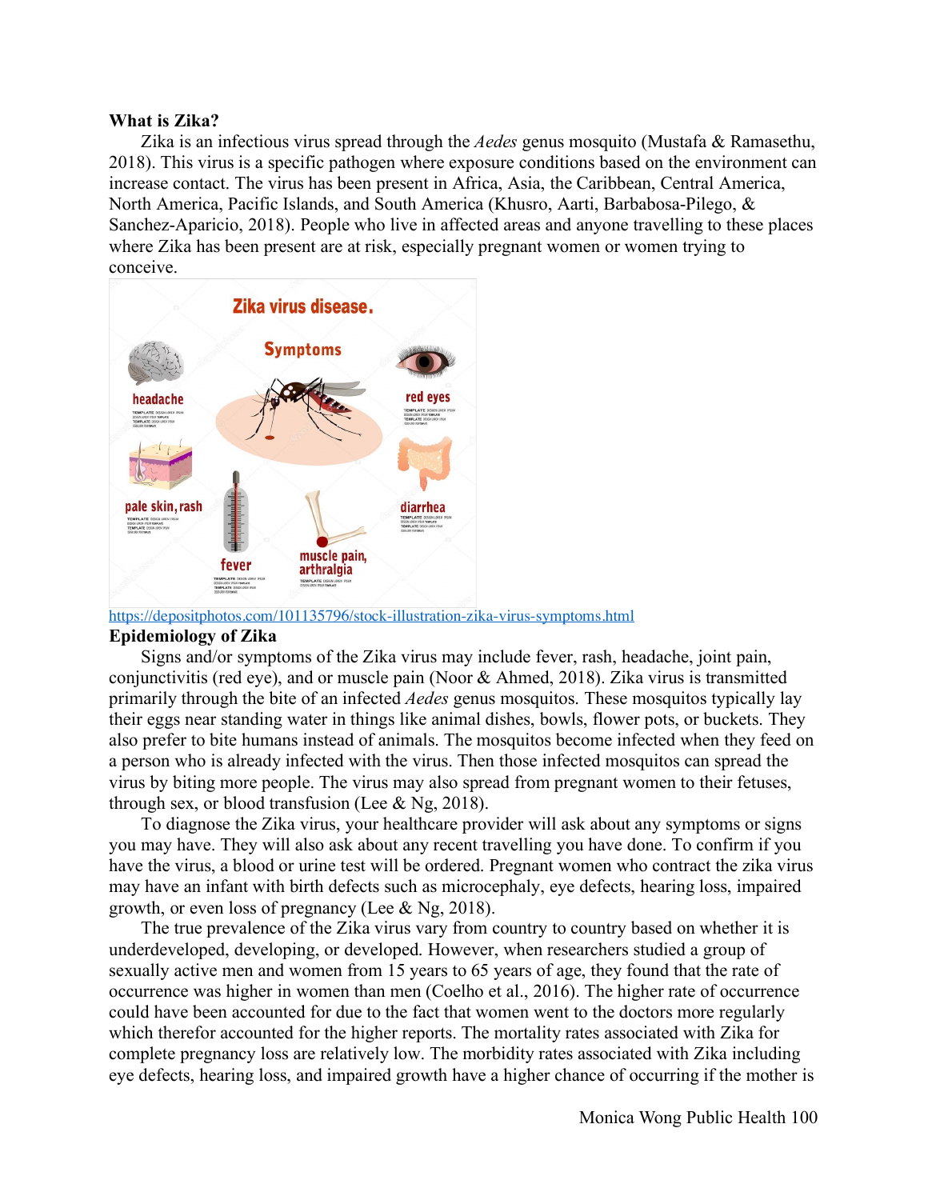**What is Zika?**

Zika is an infectious virus spread through the *Aedes* genus mosquito (Mustafa & Ramasethu, 2018). This virus is a specific pathogen where exposure conditions based on the environment can increase contact. The virus has been present in Africa, Asia, the Caribbean, Central America, North America, Pacific Islands, and South America (Khusro, Aarti, Barbabosa-Pilego, & Sanchez-Aparicio, 2018). People who live in affected areas and anyone travelling to these places where Zika has been present are at risk, especially pregnant women or women trying to conceive.

https://depositphotos.com/101135796/stock-illustration-zika-virus-symptoms.html

**Epidemiology of Zika**

Signs and/or symptoms of the Zika virus may include fever, rash, headache, joint pain, conjunctivitis (red eye), and or muscle pain (Noor & Ahmed, 2018). Zika virus is transmitted primarily through the bite of an infected *Aedes* genus mosquitos. These mosquitos typically lay their eggs near standing water in things like animal dishes, bowls, flower pots, or buckets. They also prefer to bite humans instead of animals. The mosquitos become infected when they feed on a person who is already infected with the virus. Then those infected mosquitos can spread the virus by biting more people. The virus may also spread from pregnant women to their fetuses, through sex, or blood transfusion (Lee & Ng, 2018).

To diagnose the Zika virus, your healthcare provider will ask about any symptoms or signs you may have. They will also ask about any recent travelling you have done. To confirm if you have the virus, a blood or urine test will be ordered. Pregnant women who contract the zika virus may have an infant with birth defects such as microcephaly, eye defects, hearing loss, impaired growth, or even loss of pregnancy (Lee & Ng, 2018).

The true prevalence of the Zika virus vary from country to country based on whether it is underdeveloped, developing, or developed. However, when researchers studied a group of sexually active men and women from 15 years to 65 years of age, they found that the rate of occurrence was higher in women than men (Coelho et al., 2016). The higher rate of occurrence could have been accounted for due to the fact that women went to the doctors more regularly which therefor accounted for the higher reports. The mortality rates associated with Zika for complete pregnancy loss are relatively low. The morbidity rates associated with Zika including eye defects, hearing loss, and impaired growth have a higher chance of occurring if the mother is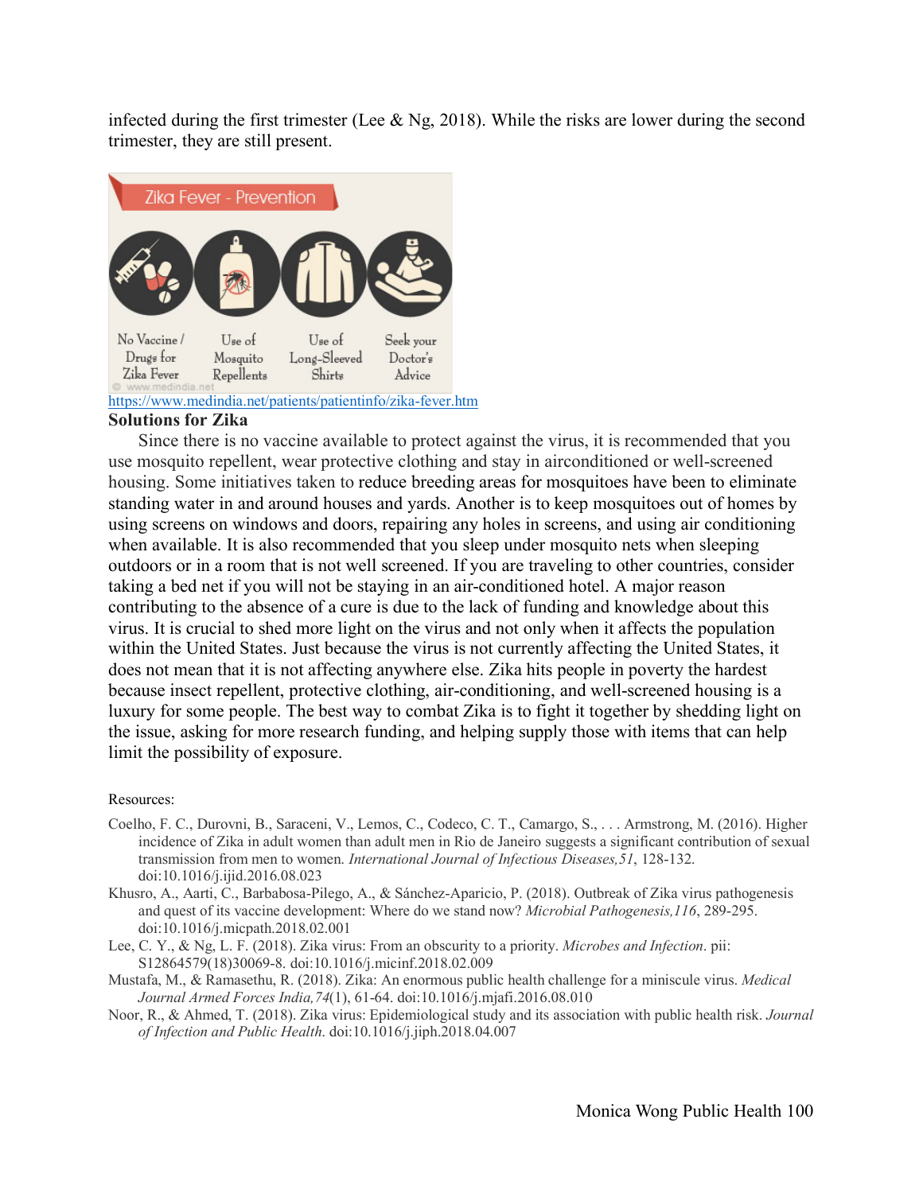infected during the first trimester (Lee & Ng, 2018). While the risks are lower during the second trimester, they are still present.

https://www.medindia.net/patients/patientinfo/zika-fever.htm

**Solutions for Zika**

Since there is no vaccine available to protect against the virus, it is recommended that you use mosquito repellent, wear protective clothing and stay in airconditioned or well-screened housing. Some initiatives taken to reduce breeding areas for mosquitoes have been to eliminate standing water in and around houses and yards. Another is to keep mosquitoes out of homes by using screens on windows and doors, repairing any holes in screens, and using air conditioning when available. It is also recommended that you sleep under mosquito nets when sleeping outdoors or in a room that is not well screened. If you are traveling to other countries, consider taking a bed net if you will not be staying in an air-conditioned hotel. A major reason contributing to the absence of a cure is due to the lack of funding and knowledge about this virus. It is crucial to shed more light on the virus and not only when it affects the population within the United States. Just because the virus is not currently affecting the United States, it does not mean that it is not affecting anywhere else. Zika hits people in poverty the hardest because insect repellent, protective clothing, air-conditioning, and well-screened housing is a luxury for some people. The best way to combat Zika is to fight it together by shedding light on the issue, asking for more research funding, and helping supply those with items that can help limit the possibility of exposure.

Resources:

Coelho, F. C., Durovni, B., Saraceni, V., Lemos, C., Codeco, C. T., Camargo, S., . . . Armstrong, M. (2016). Higher incidence of Zika in adult women than adult men in Rio de Janeiro suggests a significant contribution of sexual transmission from men to women. *International Journal of Infectious Diseases,51*, 128-132. doi:10.1016/j.ijid.2016.08.023

Khusro, A., Aarti, C., Barbabosa-Pilego, A., & Sánchez-Aparicio, P. (2018). Outbreak of Zika virus pathogenesis and quest of its vaccine development: Where do we stand now? *Microbial Pathogenesis,116*, 289-295. doi:10.1016/j.micpath.2018.02.001

Lee, C. Y., & Ng, L. F. (2018). Zika virus: From an obscurity to a priority. *Microbes and Infection*. pii: S12864579(18)30069-8. doi:10.1016/j.micinf.2018.02.009

Mustafa, M., & Ramasethu, R. (2018). Zika: An enormous public health challenge for a miniscule virus. *Medical Journal Armed Forces India,74*(1), 61-64. doi:10.1016/j.mjafi.2016.08.010

Noor, R., & Ahmed, T. (2018). Zika virus: Epidemiological study and its association with public health risk. *Journal of Infection and Public Health*. doi:10.1016/j.jiph.2018.04.007